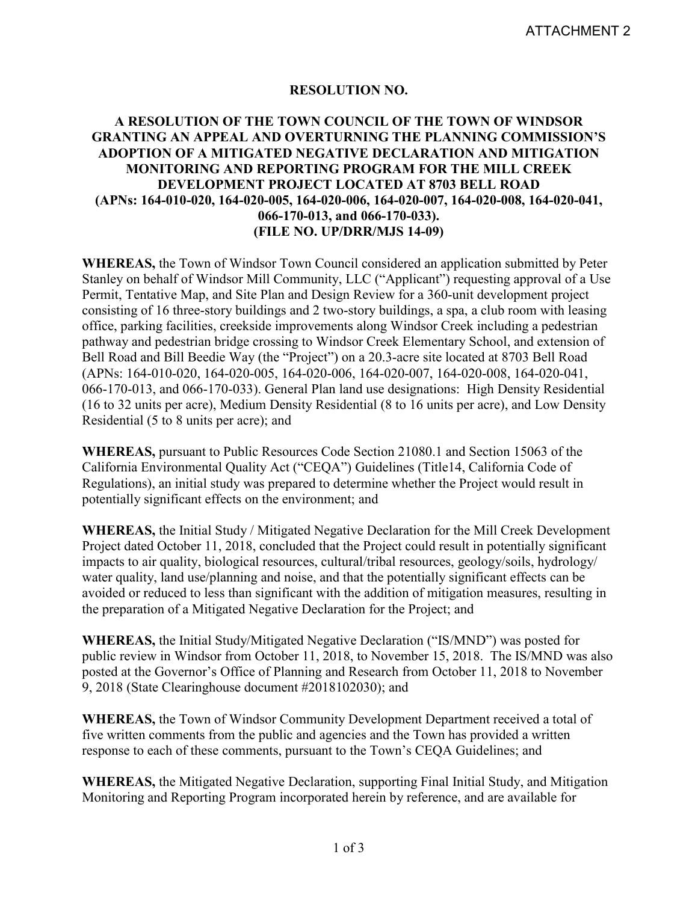ATTACHMENT 2

**RESOLUTION NO.**

**A RESOLUTION OF THE TOWN COUNCIL OF THE TOWN OF WINDSOR GRANTING AN APPEAL AND OVERTURNING THE PLANNING COMMISSION'S ADOPTION OF A MITIGATED NEGATIVE DECLARATION AND MITIGATION MONITORING AND REPORTING PROGRAM FOR THE MILL CREEK DEVELOPMENT PROJECT LOCATED AT 8703 BELL ROAD (APNs: 164-010-020, 164-020-005, 164-020-006, 164-020-007, 164-020-008, 164-020-041, 066-170-013, and 066-170-033). (FILE NO. UP/DRR/MJS 14-09)**

**WHEREAS,** the Town of Windsor Town Council considered an application submitted by Peter Stanley on behalf of Windsor Mill Community, LLC ("Applicant") requesting approval of a Use Permit, Tentative Map, and Site Plan and Design Review for a 360-unit development project consisting of 16 three-story buildings and 2 two-story buildings, a spa, a club room with leasing office, parking facilities, creekside improvements along Windsor Creek including a pedestrian pathway and pedestrian bridge crossing to Windsor Creek Elementary School, and extension of Bell Road and Bill Beedie Way (the "Project") on a 20.3-acre site located at 8703 Bell Road (APNs: 164-010-020, 164-020-005, 164-020-006, 164-020-007, 164-020-008, 164-020-041, 066-170-013, and 066-170-033). General Plan land use designations: High Density Residential (16 to 32 units per acre), Medium Density Residential (8 to 16 units per acre), and Low Density Residential (5 to 8 units per acre); and

**WHEREAS,** pursuant to Public Resources Code Section 21080.1 and Section 15063 of the California Environmental Quality Act ("CEQA") Guidelines (Title14, California Code of Regulations), an initial study was prepared to determine whether the Project would result in potentially significant effects on the environment; and

**WHEREAS,** the Initial Study / Mitigated Negative Declaration for the Mill Creek Development Project dated October 11, 2018, concluded that the Project could result in potentially significant impacts to air quality, biological resources, cultural/tribal resources, geology/soils, hydrology/ water quality, land use/planning and noise, and that the potentially significant effects can be avoided or reduced to less than significant with the addition of mitigation measures, resulting in the preparation of a Mitigated Negative Declaration for the Project; and

**WHEREAS,** the Initial Study/Mitigated Negative Declaration ("IS/MND") was posted for public review in Windsor from October 11, 2018, to November 15, 2018. The IS/MND was also posted at the Governor's Office of Planning and Research from October 11, 2018 to November 9, 2018 (State Clearinghouse document #2018102030); and

**WHEREAS,** the Town of Windsor Community Development Department received a total of five written comments from the public and agencies and the Town has provided a written response to each of these comments, pursuant to the Town's CEQA Guidelines; and

**WHEREAS,** the Mitigated Negative Declaration, supporting Final Initial Study, and Mitigation Monitoring and Reporting Program incorporated herein by reference, and are available for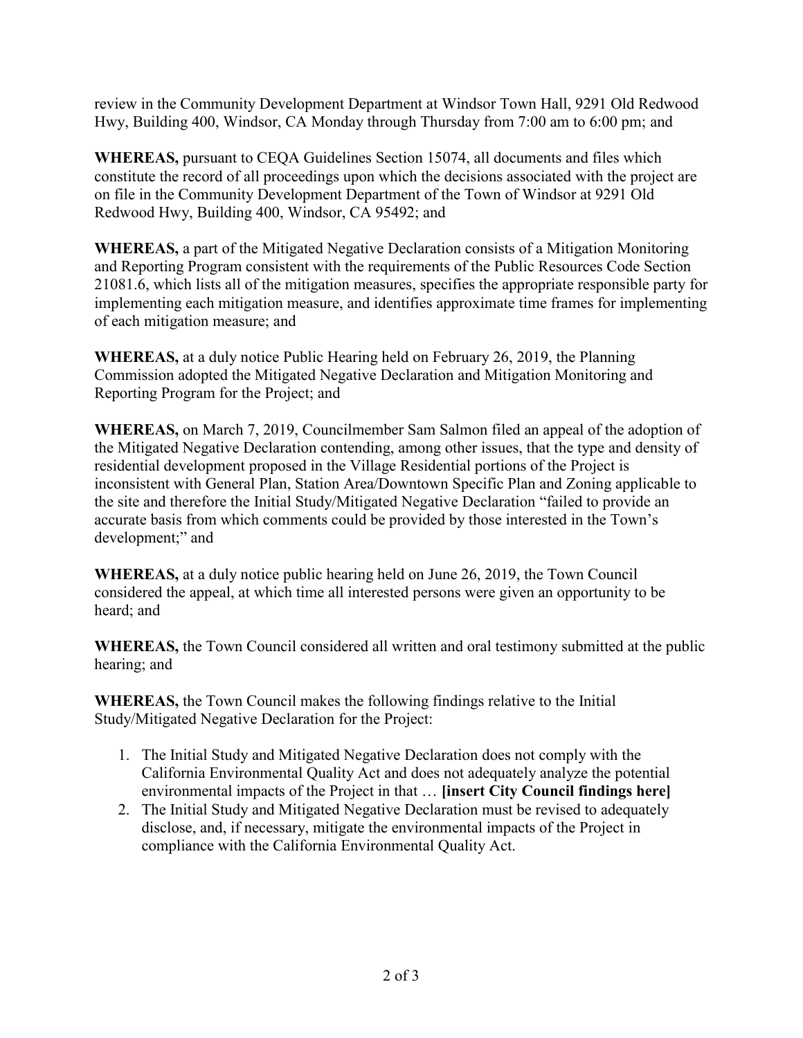review in the Community Development Department at Windsor Town Hall, 9291 Old Redwood Hwy, Building 400, Windsor, CA Monday through Thursday from 7:00 am to 6:00 pm; and

**WHEREAS,** pursuant to CEQA Guidelines Section 15074, all documents and files which constitute the record of all proceedings upon which the decisions associated with the project are on file in the Community Development Department of the Town of Windsor at 9291 Old Redwood Hwy, Building 400, Windsor, CA 95492; and

**WHEREAS,** a part of the Mitigated Negative Declaration consists of a Mitigation Monitoring and Reporting Program consistent with the requirements of the Public Resources Code Section 21081.6, which lists all of the mitigation measures, specifies the appropriate responsible party for implementing each mitigation measure, and identifies approximate time frames for implementing of each mitigation measure; and

**WHEREAS,** at a duly notice Public Hearing held on February 26, 2019, the Planning Commission adopted the Mitigated Negative Declaration and Mitigation Monitoring and Reporting Program for the Project; and

**WHEREAS,** on March 7, 2019, Councilmember Sam Salmon filed an appeal of the adoption of the Mitigated Negative Declaration contending, among other issues, that the type and density of residential development proposed in the Village Residential portions of the Project is inconsistent with General Plan, Station Area/Downtown Specific Plan and Zoning applicable to the site and therefore the Initial Study/Mitigated Negative Declaration "failed to provide an accurate basis from which comments could be provided by those interested in the Town's development;" and

**WHEREAS,** at a duly notice public hearing held on June 26, 2019, the Town Council considered the appeal, at which time all interested persons were given an opportunity to be heard; and

**WHEREAS,** the Town Council considered all written and oral testimony submitted at the public hearing; and

**WHEREAS,** the Town Council makes the following findings relative to the Initial Study/Mitigated Negative Declaration for the Project:

1. The Initial Study and Mitigated Negative Declaration does not comply with the California Environmental Quality Act and does not adequately analyze the potential environmental impacts of the Project in that … **[insert City Council findings here]**
2. The Initial Study and Mitigated Negative Declaration must be revised to adequately disclose, and, if necessary, mitigate the environmental impacts of the Project in compliance with the California Environmental Quality Act.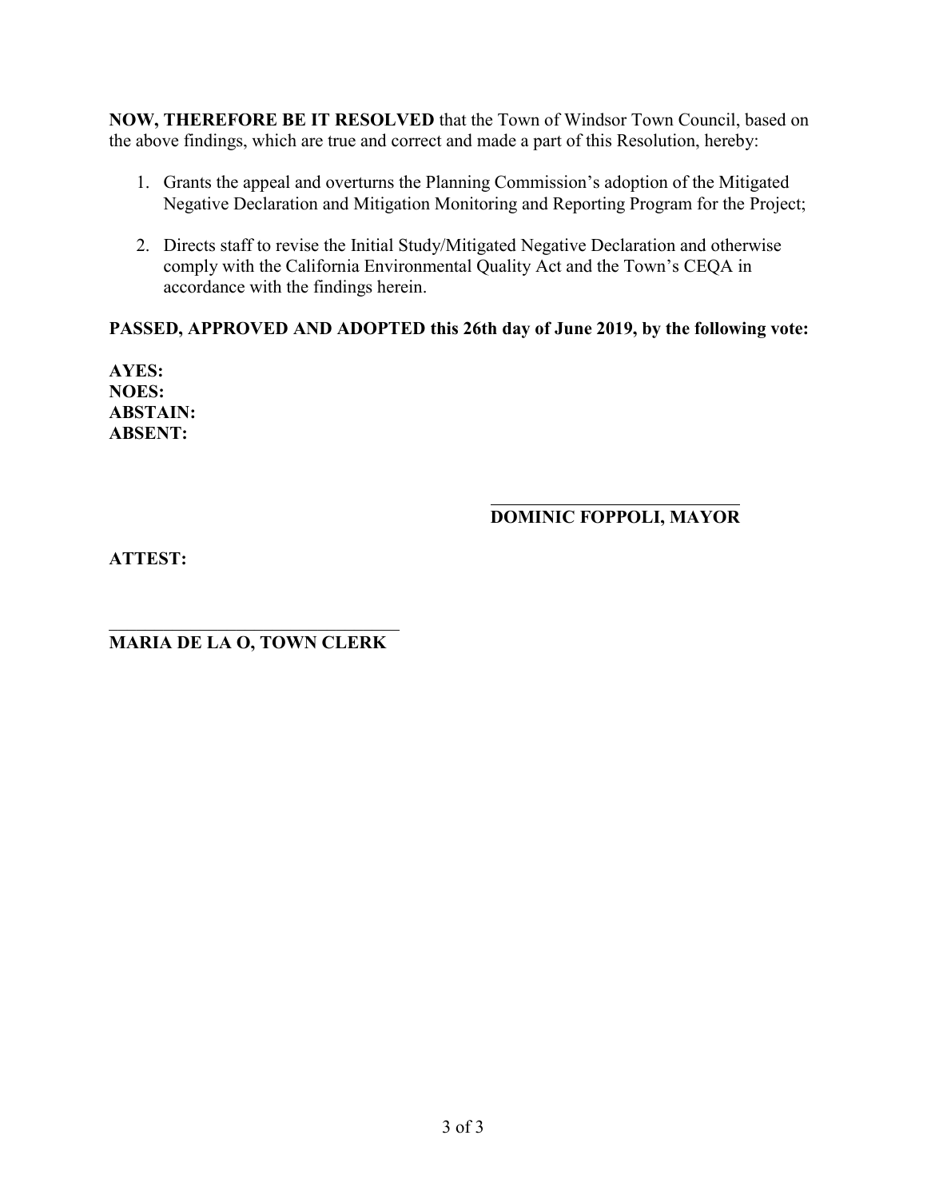**NOW, THEREFORE BE IT RESOLVED** that the Town of Windsor Town Council, based on the above findings, which are true and correct and made a part of this Resolution, hereby:

1. Grants the appeal and overturns the Planning Commission's adoption of the Mitigated Negative Declaration and Mitigation Monitoring and Reporting Program for the Project;

2. Directs staff to revise the Initial Study/Mitigated Negative Declaration and otherwise comply with the California Environmental Quality Act and the Town's CEQA in accordance with the findings herein.

**PASSED, APPROVED AND ADOPTED this 26th day of June 2019, by the following vote:**

**AYES:**
**NOES:**
**ABSTAIN:**
**ABSENT:**

\_\_\_\_\_\_\_\_\_\_\_\_\_\_\_\_\_\_\_\_\_\_\_\_\_\_\_\_
**DOMINIC FOPPOLI, MAYOR**

**ATTEST:**

\_\_\_\_\_\_\_\_\_\_\_\_\_\_\_\_\_\_\_\_\_\_\_\_\_\_\_\_\_\_\_\_
**MARIA DE LA O, TOWN CLERK**